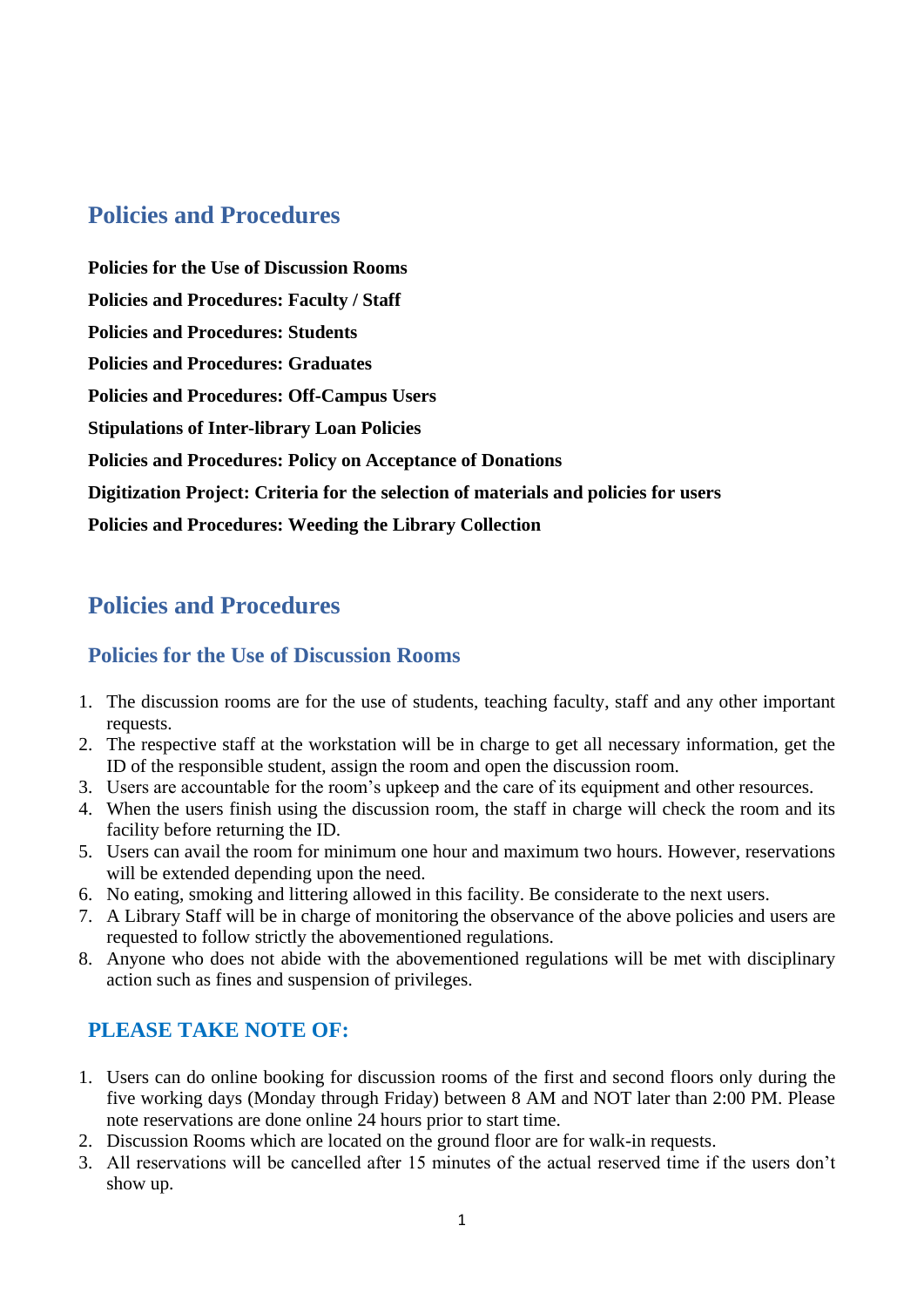# Policies and Procedures

**Policies for the Use of Discussion Rooms**

**Policies and Procedures: Faculty / Staff**

**Policies and Procedures: Students**

**Policies and Procedures: Graduates**

**Policies and Procedures: Off-Campus Users**

**Stipulations of Inter-library Loan Policies**

**Policies and Procedures: Policy on Acceptance of Donations**

**Digitization Project: Criteria for the selection of materials and policies for users**

**Policies and Procedures: Weeding the Library Collection**

# Policies and Procedures

## Policies for the Use of Discussion Rooms

1. The discussion rooms are for the use of students, teaching faculty, staff and any other important requests.
2. The respective staff at the workstation will be in charge to get all necessary information, get the ID of the responsible student, assign the room and open the discussion room.
3. Users are accountable for the room's upkeep and the care of its equipment and other resources.
4. When the users finish using the discussion room, the staff in charge will check the room and its facility before returning the ID.
5. Users can avail the room for minimum one hour and maximum two hours. However, reservations will be extended depending upon the need.
6. No eating, smoking and littering allowed in this facility. Be considerate to the next users.
7. A Library Staff will be in charge of monitoring the observance of the above policies and users are requested to follow strictly the abovementioned regulations.
8. Anyone who does not abide with the abovementioned regulations will be met with disciplinary action such as fines and suspension of privileges.

## PLEASE TAKE NOTE OF:

1. Users can do online booking for discussion rooms of the first and second floors only during the five working days (Monday through Friday) between 8 AM and NOT later than 2:00 PM. Please note reservations are done online 24 hours prior to start time.
2. Discussion Rooms which are located on the ground floor are for walk-in requests.
3. All reservations will be cancelled after 15 minutes of the actual reserved time if the users don't show up.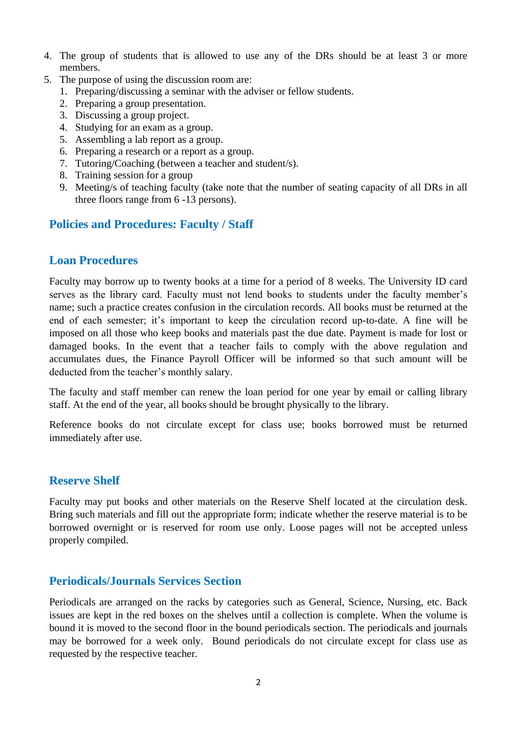4. The group of students that is allowed to use any of the DRs should be at least 3 or more members.
5. The purpose of using the discussion room are:
    1. Preparing/discussing a seminar with the adviser or fellow students.
    2. Preparing a group presentation.
    3. Discussing a group project.
    4. Studying for an exam as a group.
    5. Assembling a lab report as a group.
    6. Preparing a research or a report as a group.
    7. Tutoring/Coaching (between a teacher and student/s).
    8. Training session for a group
    9. Meeting/s of teaching faculty (take note that the number of seating capacity of all DRs in all three floors range from 6 -13 persons).

## Policies and Procedures: Faculty / Staff

### Loan Procedures

Faculty may borrow up to twenty books at a time for a period of 8 weeks. The University ID card serves as the library card. Faculty must not lend books to students under the faculty member's name; such a practice creates confusion in the circulation records. All books must be returned at the end of each semester; it's important to keep the circulation record up-to-date. A fine will be imposed on all those who keep books and materials past the due date. Payment is made for lost or damaged books. In the event that a teacher fails to comply with the above regulation and accumulates dues, the Finance Payroll Officer will be informed so that such amount will be deducted from the teacher's monthly salary.

The faculty and staff member can renew the loan period for one year by email or calling library staff. At the end of the year, all books should be brought physically to the library.

Reference books do not circulate except for class use; books borrowed must be returned immediately after use.

### Reserve Shelf

Faculty may put books and other materials on the Reserve Shelf located at the circulation desk. Bring such materials and fill out the appropriate form; indicate whether the reserve material is to be borrowed overnight or is reserved for room use only. Loose pages will not be accepted unless properly compiled.

### Periodicals/Journals Services Section

Periodicals are arranged on the racks by categories such as General, Science, Nursing, etc. Back issues are kept in the red boxes on the shelves until a collection is complete. When the volume is bound it is moved to the second floor in the bound periodicals section. The periodicals and journals may be borrowed for a week only. Bound periodicals do not circulate except for class use as requested by the respective teacher.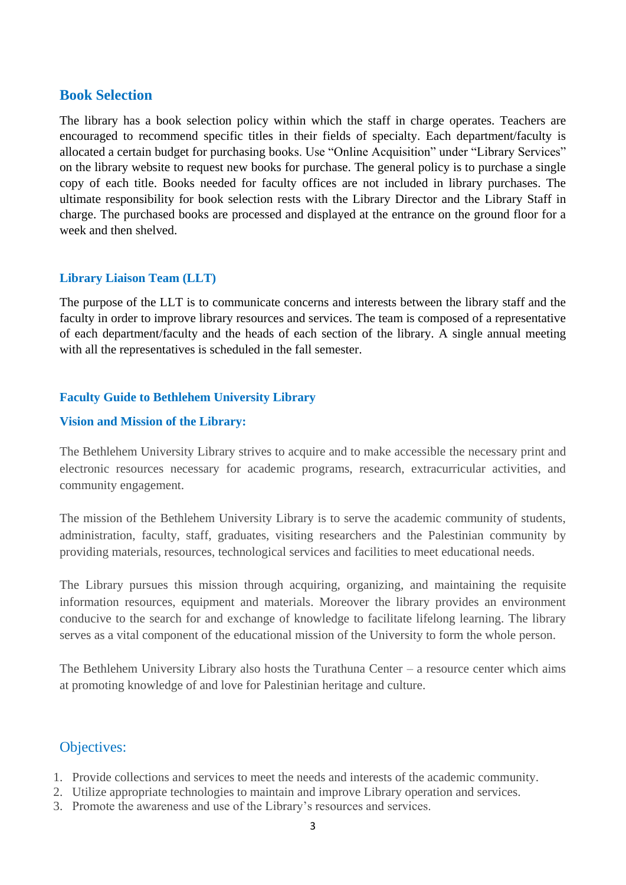## Book Selection

The library has a book selection policy within which the staff in charge operates. Teachers are encouraged to recommend specific titles in their fields of specialty. Each department/faculty is allocated a certain budget for purchasing books. Use “Online Acquisition” under “Library Services” on the library website to request new books for purchase. The general policy is to purchase a single copy of each title. Books needed for faculty offices are not included in library purchases. The ultimate responsibility for book selection rests with the Library Director and the Library Staff in charge. The purchased books are processed and displayed at the entrance on the ground floor for a week and then shelved.

### Library Liaison Team (LLT)

The purpose of the LLT is to communicate concerns and interests between the library staff and the faculty in order to improve library resources and services. The team is composed of a representative of each department/faculty and the heads of each section of the library. A single annual meeting with all the representatives is scheduled in the fall semester.

### Faculty Guide to Bethlehem University Library

### Vision and Mission of the Library:

The Bethlehem University Library strives to acquire and to make accessible the necessary print and electronic resources necessary for academic programs, research, extracurricular activities, and community engagement.

The mission of the Bethlehem University Library is to serve the academic community of students, administration, faculty, staff, graduates, visiting researchers and the Palestinian community by providing materials, resources, technological services and facilities to meet educational needs.

The Library pursues this mission through acquiring, organizing, and maintaining the requisite information resources, equipment and materials. Moreover the library provides an environment conducive to the search for and exchange of knowledge to facilitate lifelong learning. The library serves as a vital component of the educational mission of the University to form the whole person.

The Bethlehem University Library also hosts the Turathuna Center – a resource center which aims at promoting knowledge of and love for Palestinian heritage and culture.

## Objectives:

1. Provide collections and services to meet the needs and interests of the academic community.
2. Utilize appropriate technologies to maintain and improve Library operation and services.
3. Promote the awareness and use of the Library’s resources and services.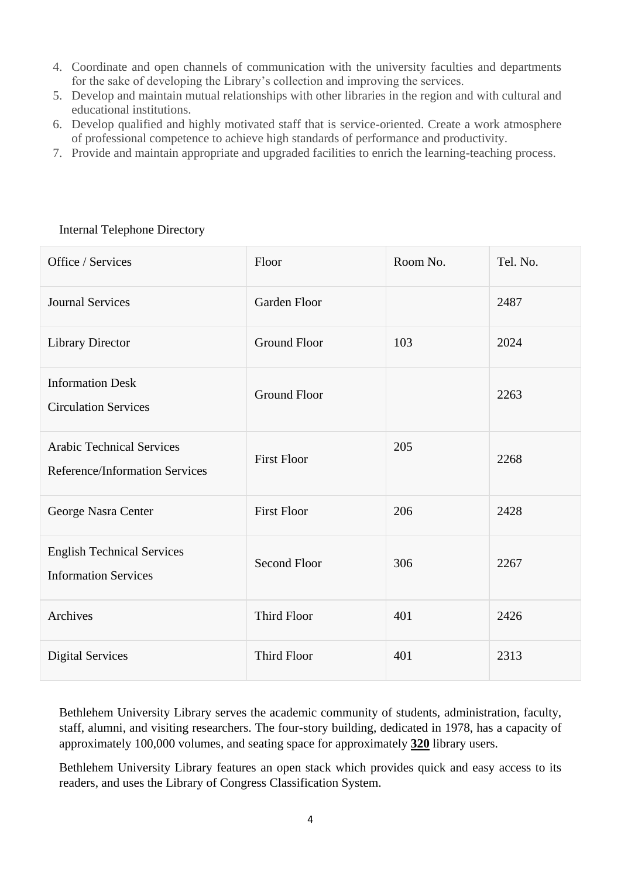4. Coordinate and open channels of communication with the university faculties and departments for the sake of developing the Library's collection and improving the services.
5. Develop and maintain mutual relationships with other libraries in the region and with cultural and educational institutions.
6. Develop qualified and highly motivated staff that is service-oriented. Create a work atmosphere of professional competence to achieve high standards of performance and productivity.
7. Provide and maintain appropriate and upgraded facilities to enrich the learning-teaching process.

Internal Telephone Directory

| Office / Services | Floor | Room No. | Tel. No. |
|---|---|---|---|
| Journal Services | Garden Floor | | 2487 |
| Library Director | Ground Floor | 103 | 2024 |
| Information Desk<br>Circulation Services | Ground Floor | | 2263 |
| Arabic Technical Services<br>Reference/Information Services | First Floor | 205 | 2268 |
| George Nasra Center | First Floor | 206 | 2428 |
| English Technical Services<br>Information Services | Second Floor | 306 | 2267 |
| Archives | Third Floor | 401 | 2426 |
| Digital Services | Third Floor | 401 | 2313 |

Bethlehem University Library serves the academic community of students, administration, faculty, staff, alumni, and visiting researchers. The four-story building, dedicated in 1978, has a capacity of approximately 100,000 volumes, and seating space for approximately **320** library users.

Bethlehem University Library features an open stack which provides quick and easy access to its readers, and uses the Library of Congress Classification System.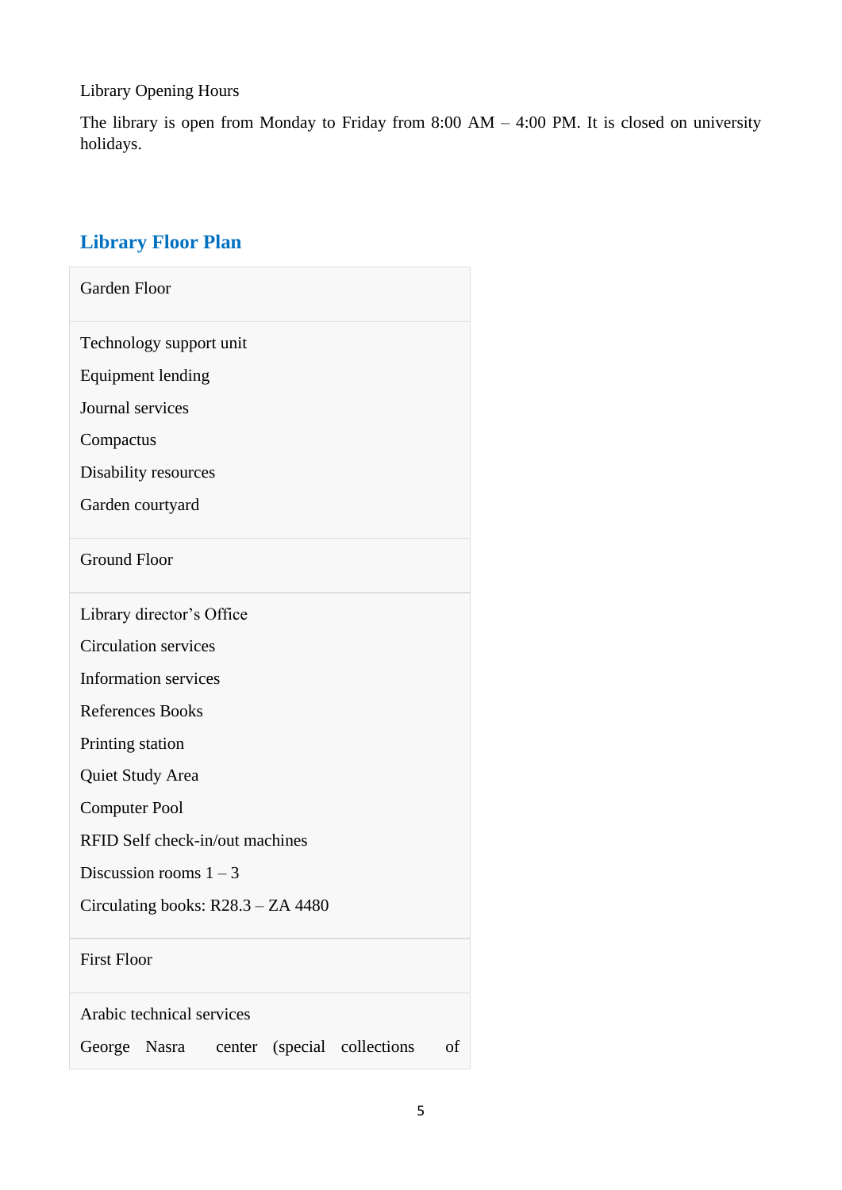Library Opening Hours

The library is open from Monday to Friday from 8:00 AM – 4:00 PM. It is closed on university holidays.

## Library Floor Plan

| Garden Floor |
|---|
| Technology support unit<br>Equipment lending<br>Journal services<br>Compactus<br>Disability resources<br>Garden courtyard |
| Ground Floor |
| Library director’s Office<br>Circulation services<br>Information services<br>References Books<br>Printing station<br>Quiet Study Area<br>Computer Pool<br>RFID Self check-in/out machines<br>Discussion rooms 1 – 3<br>Circulating books: R28.3 – ZA 4480 |
| First Floor |
| Arabic technical services<br>George Nasra center (special collections of |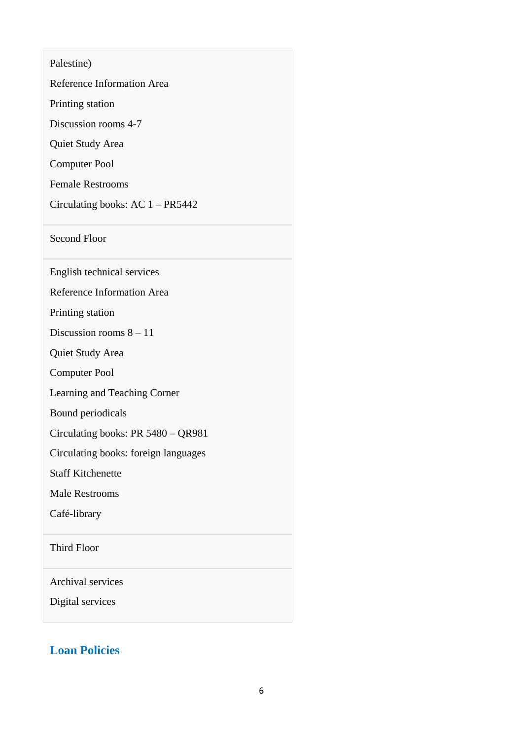| Palestine)<br>Reference Information Area<br>Printing station<br>Discussion rooms 4-7<br>Quiet Study Area<br>Computer Pool<br>Female Restrooms<br>Circulating books: AC 1 – PR5442 |
| --- |
| Second Floor |
| English technical services<br>Reference Information Area<br>Printing station<br>Discussion rooms 8 – 11<br>Quiet Study Area<br>Computer Pool<br>Learning and Teaching Corner<br>Bound periodicals<br>Circulating books: PR 5480 – QR981<br>Circulating books: foreign languages<br>Staff Kitchenette<br>Male Restrooms<br>Café-library |
| Third Floor |
| Archival services<br>Digital services |

## Loan Policies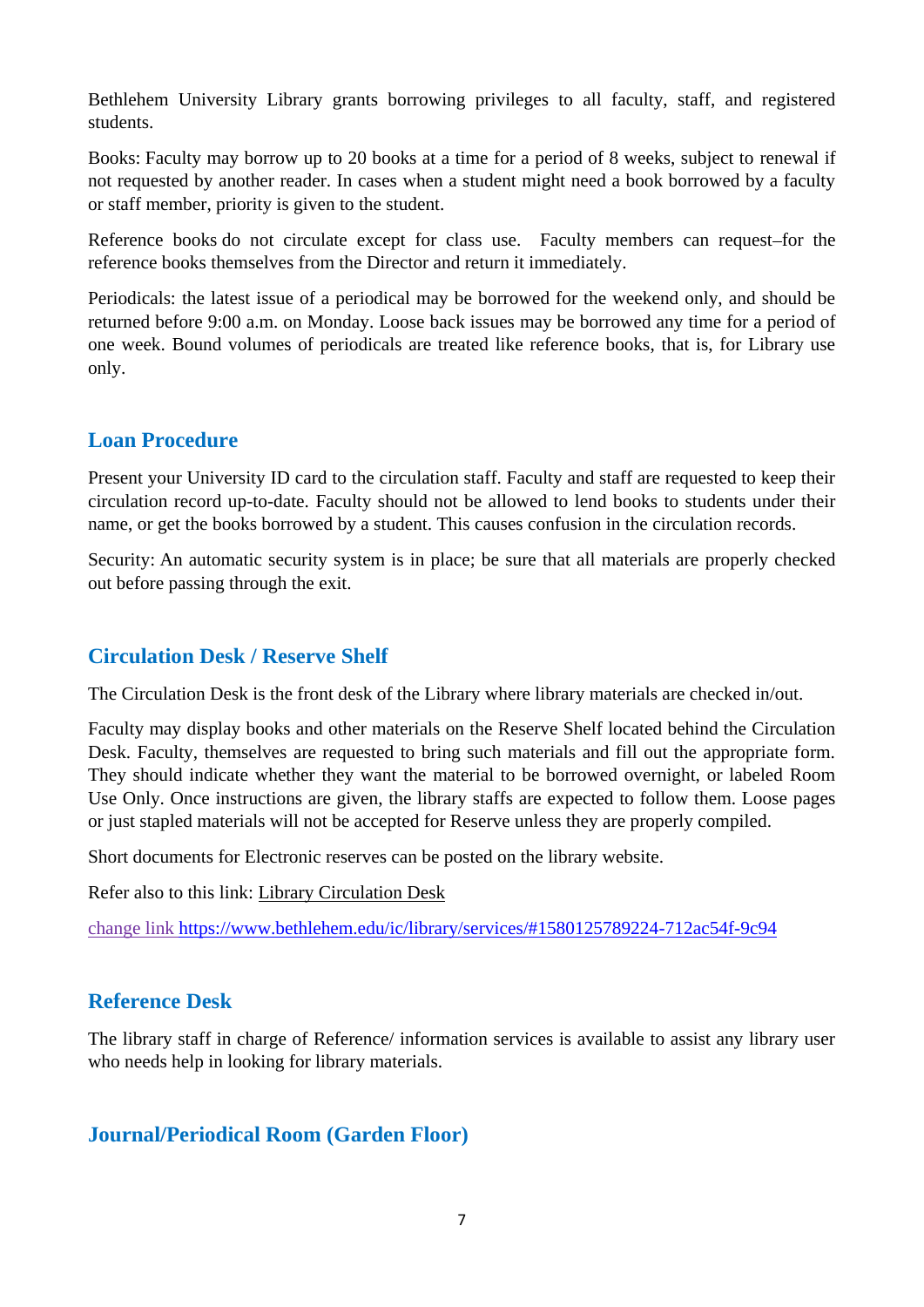Bethlehem University Library grants borrowing privileges to all faculty, staff, and registered students.

Books: Faculty may borrow up to 20 books at a time for a period of 8 weeks, subject to renewal if not requested by another reader. In cases when a student might need a book borrowed by a faculty or staff member, priority is given to the student.

Reference books do not circulate except for class use. Faculty members can request–for the reference books themselves from the Director and return it immediately.

Periodicals: the latest issue of a periodical may be borrowed for the weekend only, and should be returned before 9:00 a.m. on Monday. Loose back issues may be borrowed any time for a period of one week. Bound volumes of periodicals are treated like reference books, that is, for Library use only.

## Loan Procedure

Present your University ID card to the circulation staff. Faculty and staff are requested to keep their circulation record up-to-date. Faculty should not be allowed to lend books to students under their name, or get the books borrowed by a student. This causes confusion in the circulation records.

Security: An automatic security system is in place; be sure that all materials are properly checked out before passing through the exit.

## Circulation Desk / Reserve Shelf

The Circulation Desk is the front desk of the Library where library materials are checked in/out.

Faculty may display books and other materials on the Reserve Shelf located behind the Circulation Desk. Faculty, themselves are requested to bring such materials and fill out the appropriate form. They should indicate whether they want the material to be borrowed overnight, or labeled Room Use Only. Once instructions are given, the library staffs are expected to follow them. Loose pages or just stapled materials will not be accepted for Reserve unless they are properly compiled.

Short documents for Electronic reserves can be posted on the library website.

Refer also to this link: Library Circulation Desk

change link https://www.bethlehem.edu/ic/library/services/#1580125789224-712ac54f-9c94

## Reference Desk

The library staff in charge of Reference/ information services is available to assist any library user who needs help in looking for library materials.

## Journal/Periodical Room (Garden Floor)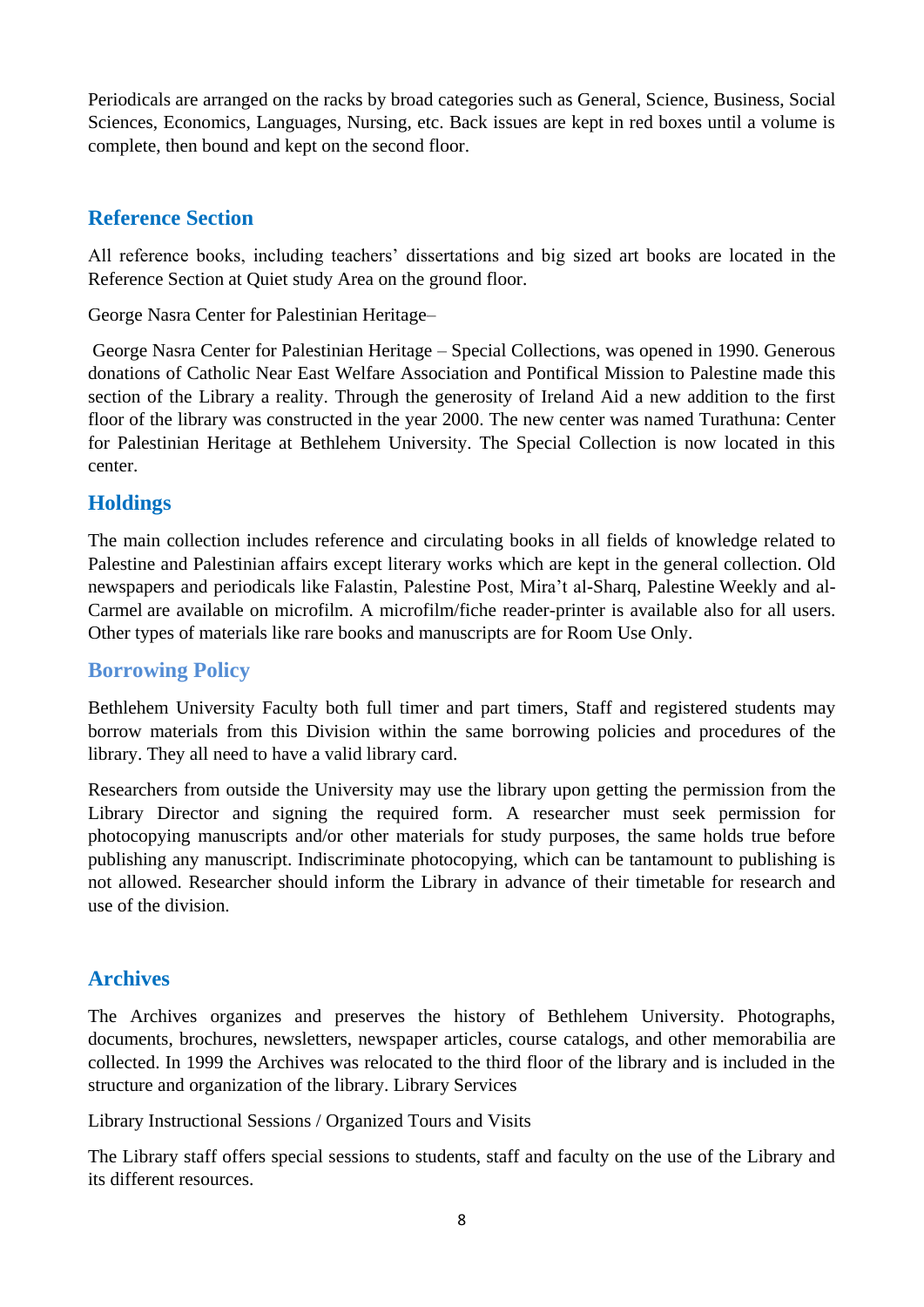Periodicals are arranged on the racks by broad categories such as General, Science, Business, Social Sciences, Economics, Languages, Nursing, etc. Back issues are kept in red boxes until a volume is complete, then bound and kept on the second floor.

## Reference Section

All reference books, including teachers' dissertations and big sized art books are located in the Reference Section at Quiet study Area on the ground floor.

George Nasra Center for Palestinian Heritage–

George Nasra Center for Palestinian Heritage – Special Collections, was opened in 1990. Generous donations of Catholic Near East Welfare Association and Pontifical Mission to Palestine made this section of the Library a reality. Through the generosity of Ireland Aid a new addition to the first floor of the library was constructed in the year 2000. The new center was named Turathuna: Center for Palestinian Heritage at Bethlehem University. The Special Collection is now located in this center.

## Holdings

The main collection includes reference and circulating books in all fields of knowledge related to Palestine and Palestinian affairs except literary works which are kept in the general collection. Old newspapers and periodicals like Falastin, Palestine Post, Mira't al-Sharq, Palestine Weekly and al-Carmel are available on microfilm. A microfilm/fiche reader-printer is available also for all users. Other types of materials like rare books and manuscripts are for Room Use Only.

## Borrowing Policy

Bethlehem University Faculty both full timer and part timers, Staff and registered students may borrow materials from this Division within the same borrowing policies and procedures of the library. They all need to have a valid library card.

Researchers from outside the University may use the library upon getting the permission from the Library Director and signing the required form. A researcher must seek permission for photocopying manuscripts and/or other materials for study purposes, the same holds true before publishing any manuscript. Indiscriminate photocopying, which can be tantamount to publishing is not allowed. Researcher should inform the Library in advance of their timetable for research and use of the division.

## Archives

The Archives organizes and preserves the history of Bethlehem University. Photographs, documents, brochures, newsletters, newspaper articles, course catalogs, and other memorabilia are collected. In 1999 the Archives was relocated to the third floor of the library and is included in the structure and organization of the library. Library Services

Library Instructional Sessions / Organized Tours and Visits

The Library staff offers special sessions to students, staff and faculty on the use of the Library and its different resources.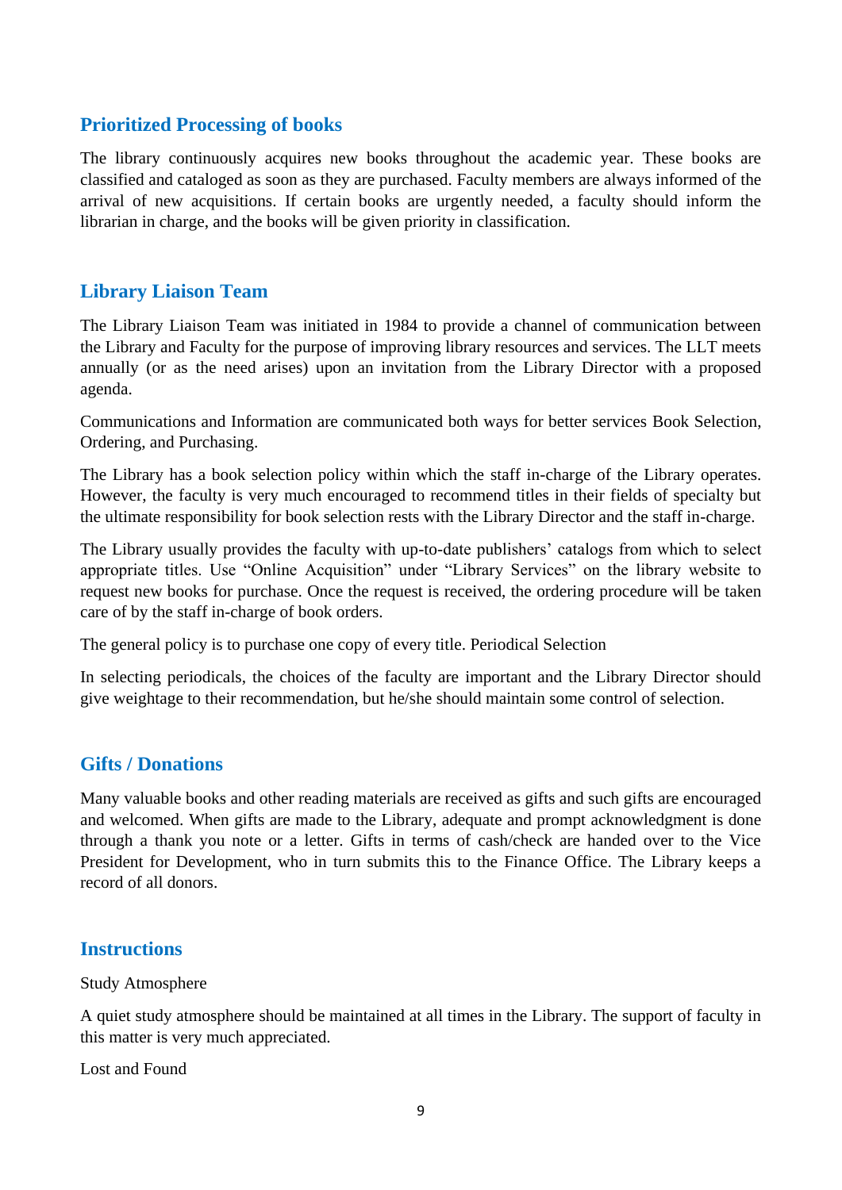## Prioritized Processing of books

The library continuously acquires new books throughout the academic year. These books are classified and cataloged as soon as they are purchased. Faculty members are always informed of the arrival of new acquisitions. If certain books are urgently needed, a faculty should inform the librarian in charge, and the books will be given priority in classification.

## Library Liaison Team

The Library Liaison Team was initiated in 1984 to provide a channel of communication between the Library and Faculty for the purpose of improving library resources and services. The LLT meets annually (or as the need arises) upon an invitation from the Library Director with a proposed agenda.

Communications and Information are communicated both ways for better services Book Selection, Ordering, and Purchasing.

The Library has a book selection policy within which the staff in-charge of the Library operates. However, the faculty is very much encouraged to recommend titles in their fields of specialty but the ultimate responsibility for book selection rests with the Library Director and the staff in-charge.

The Library usually provides the faculty with up-to-date publishers' catalogs from which to select appropriate titles. Use "Online Acquisition" under "Library Services" on the library website to request new books for purchase. Once the request is received, the ordering procedure will be taken care of by the staff in-charge of book orders.

The general policy is to purchase one copy of every title. Periodical Selection

In selecting periodicals, the choices of the faculty are important and the Library Director should give weightage to their recommendation, but he/she should maintain some control of selection.

## Gifts / Donations

Many valuable books and other reading materials are received as gifts and such gifts are encouraged and welcomed. When gifts are made to the Library, adequate and prompt acknowledgment is done through a thank you note or a letter. Gifts in terms of cash/check are handed over to the Vice President for Development, who in turn submits this to the Finance Office. The Library keeps a record of all donors.

## Instructions

Study Atmosphere

A quiet study atmosphere should be maintained at all times in the Library. The support of faculty in this matter is very much appreciated.

Lost and Found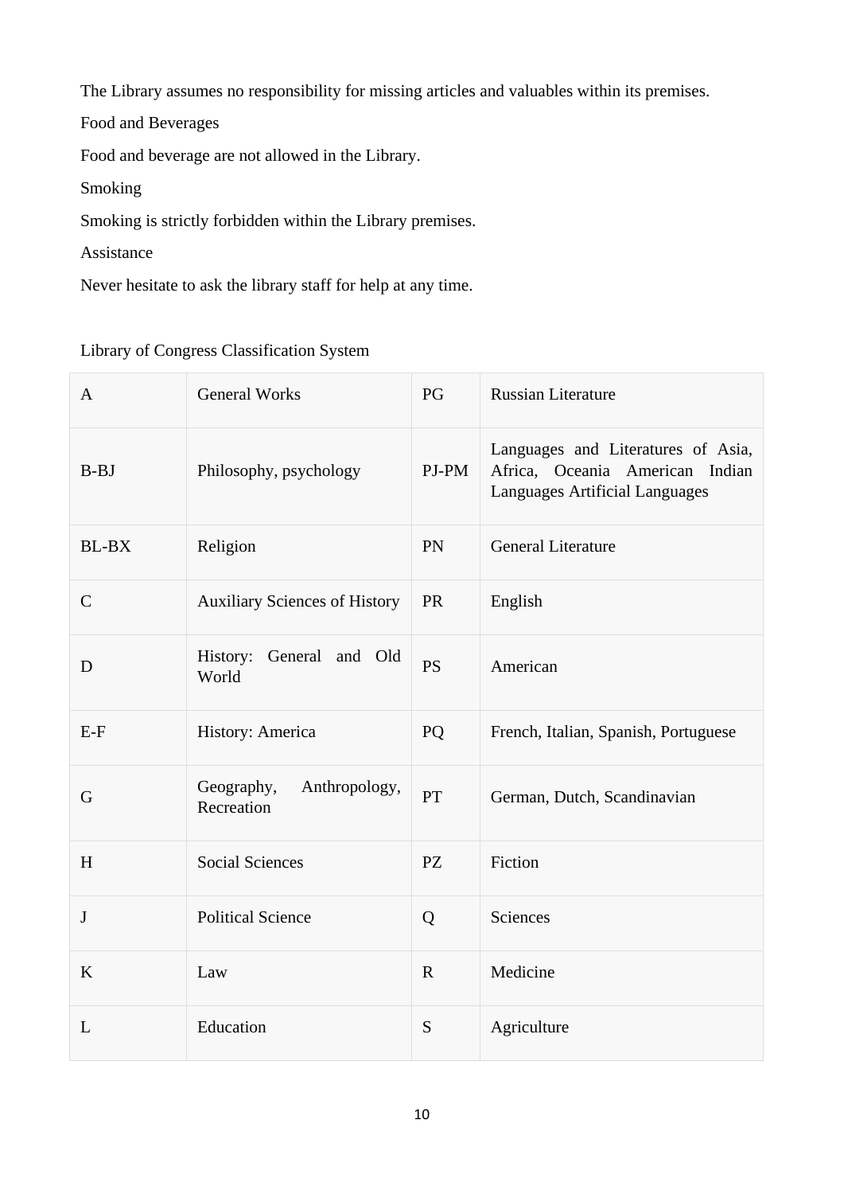The Library assumes no responsibility for missing articles and valuables within its premises.

Food and Beverages

Food and beverage are not allowed in the Library.

Smoking

Smoking is strictly forbidden within the Library premises.

Assistance

Never hesitate to ask the library staff for help at any time.

Library of Congress Classification System

| | | | |
|---|---|---|---|
| A | General Works | PG | Russian Literature |
| B-BJ | Philosophy, psychology | PJ-PM | Languages and Literatures of Asia, Africa, Oceania American Indian Languages Artificial Languages |
| BL-BX | Religion | PN | General Literature |
| C | Auxiliary Sciences of History | PR | English |
| D | History: General and Old World | PS | American |
| E-F | History: America | PQ | French, Italian, Spanish, Portuguese |
| G | Geography, Anthropology, Recreation | PT | German, Dutch, Scandinavian |
| H | Social Sciences | PZ | Fiction |
| J | Political Science | Q | Sciences |
| K | Law | R | Medicine |
| L | Education | S | Agriculture |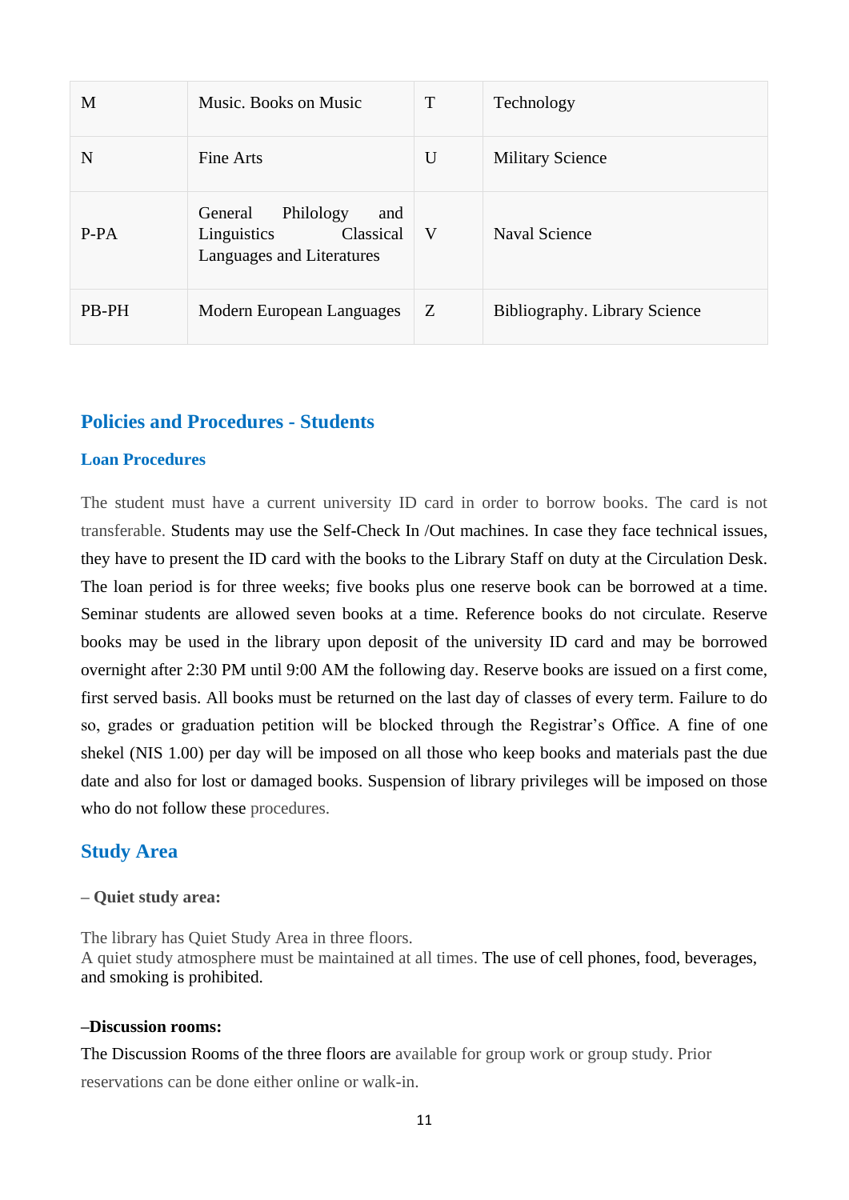| M | Music. Books on Music | T | Technology |
|---|---|---|---|
| N | Fine Arts | U | Military Science |
| P-PA | General Philology and Linguistics Classical Languages and Literatures | V | Naval Science |
| PB-PH | Modern European Languages | Z | Bibliography. Library Science |

## Policies and Procedures - Students

### Loan Procedures

The student must have a current university ID card in order to borrow books. The card is not transferable. Students may use the Self-Check In /Out machines. In case they face technical issues, they have to present the ID card with the books to the Library Staff on duty at the Circulation Desk. The loan period is for three weeks; five books plus one reserve book can be borrowed at a time. Seminar students are allowed seven books at a time. Reference books do not circulate. Reserve books may be used in the library upon deposit of the university ID card and may be borrowed overnight after 2:30 PM until 9:00 AM the following day. Reserve books are issued on a first come, first served basis. All books must be returned on the last day of classes of every term. Failure to do so, grades or graduation petition will be blocked through the Registrar's Office. A fine of one shekel (NIS 1.00) per day will be imposed on all those who keep books and materials past the due date and also for lost or damaged books. Suspension of library privileges will be imposed on those who do not follow these procedures.

## Study Area

**– Quiet study area:**

The library has Quiet Study Area in three floors.
A quiet study atmosphere must be maintained at all times. The use of cell phones, food, beverages, and smoking is prohibited.

**–Discussion rooms:**

The Discussion Rooms of the three floors are available for group work or group study. Prior reservations can be done either online or walk-in.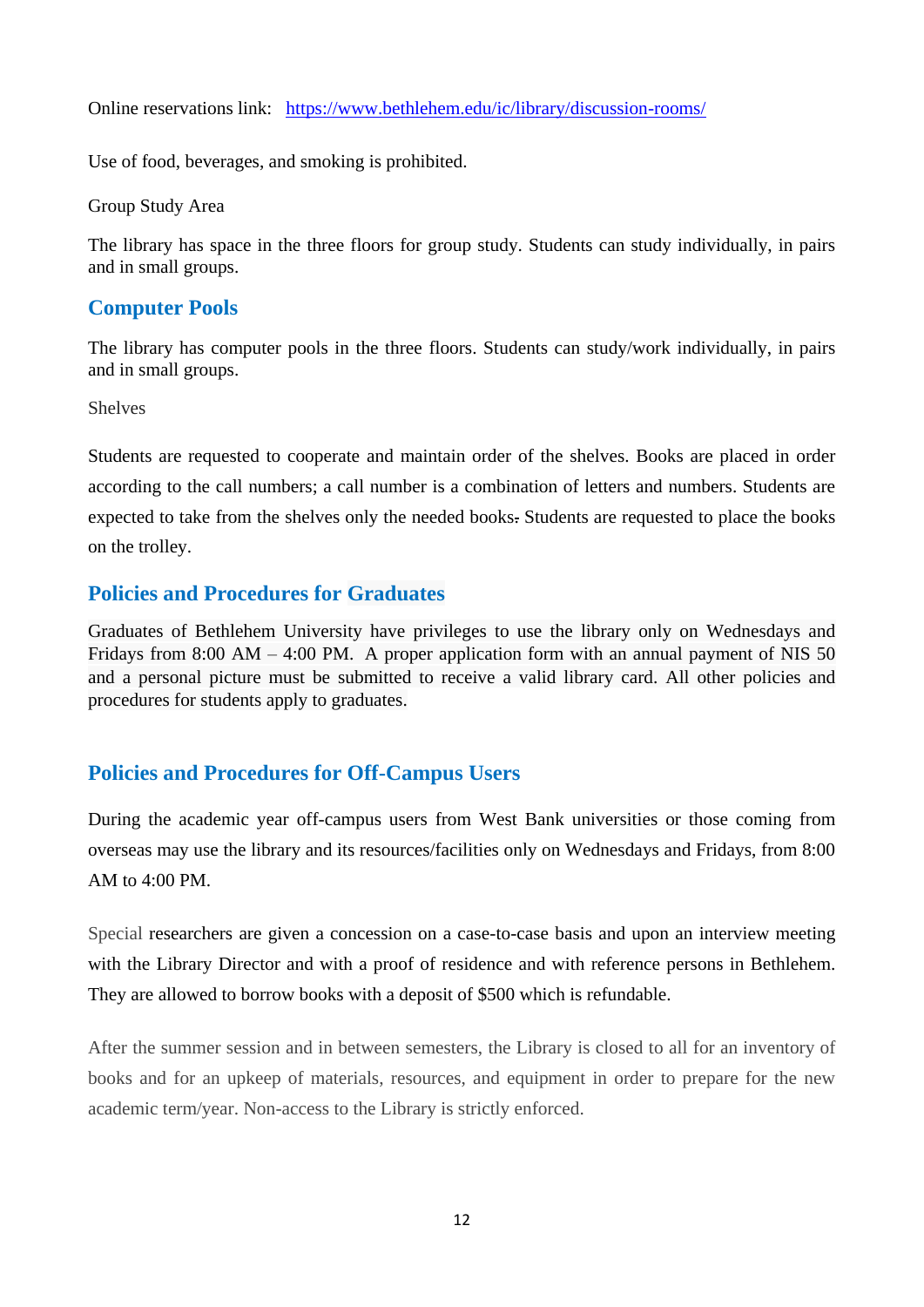Online reservations link: https://www.bethlehem.edu/ic/library/discussion-rooms/

Use of food, beverages, and smoking is prohibited.

Group Study Area

The library has space in the three floors for group study. Students can study individually, in pairs and in small groups.

## Computer Pools

The library has computer pools in the three floors. Students can study/work individually, in pairs and in small groups.

Shelves

Students are requested to cooperate and maintain order of the shelves. Books are placed in order according to the call numbers; a call number is a combination of letters and numbers. Students are expected to take from the shelves only the needed books. Students are requested to place the books on the trolley.

## Policies and Procedures for Graduates

Graduates of Bethlehem University have privileges to use the library only on Wednesdays and Fridays from 8:00 AM – 4:00 PM. A proper application form with an annual payment of NIS 50 and a personal picture must be submitted to receive a valid library card. All other policies and procedures for students apply to graduates.

## Policies and Procedures for Off-Campus Users

During the academic year off-campus users from West Bank universities or those coming from overseas may use the library and its resources/facilities only on Wednesdays and Fridays, from 8:00 AM to 4:00 PM.

Special researchers are given a concession on a case-to-case basis and upon an interview meeting with the Library Director and with a proof of residence and with reference persons in Bethlehem. They are allowed to borrow books with a deposit of $500 which is refundable.

After the summer session and in between semesters, the Library is closed to all for an inventory of books and for an upkeep of materials, resources, and equipment in order to prepare for the new academic term/year. Non-access to the Library is strictly enforced.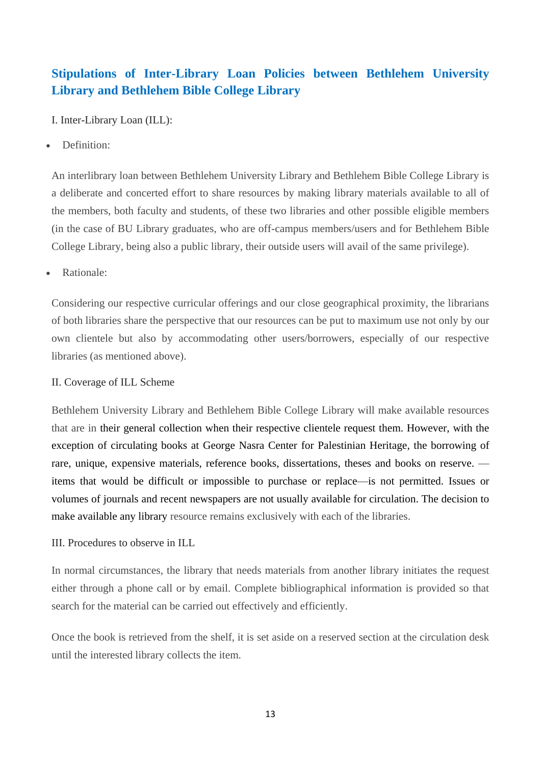## Stipulations of Inter-Library Loan Policies between Bethlehem University Library and Bethlehem Bible College Library

I. Inter-Library Loan (ILL):

- Definition:

An interlibrary loan between Bethlehem University Library and Bethlehem Bible College Library is a deliberate and concerted effort to share resources by making library materials available to all of the members, both faculty and students, of these two libraries and other possible eligible members (in the case of BU Library graduates, who are off-campus members/users and for Bethlehem Bible College Library, being also a public library, their outside users will avail of the same privilege).

- Rationale:

Considering our respective curricular offerings and our close geographical proximity, the librarians of both libraries share the perspective that our resources can be put to maximum use not only by our own clientele but also by accommodating other users/borrowers, especially of our respective libraries (as mentioned above).

II. Coverage of ILL Scheme

Bethlehem University Library and Bethlehem Bible College Library will make available resources that are in their general collection when their respective clientele request them. However, with the exception of circulating books at George Nasra Center for Palestinian Heritage, the borrowing of rare, unique, expensive materials, reference books, dissertations, theses and books on reserve. —items that would be difficult or impossible to purchase or replace—is not permitted. Issues or volumes of journals and recent newspapers are not usually available for circulation. The decision to make available any library resource remains exclusively with each of the libraries.

III. Procedures to observe in ILL

In normal circumstances, the library that needs materials from another library initiates the request either through a phone call or by email. Complete bibliographical information is provided so that search for the material can be carried out effectively and efficiently.

Once the book is retrieved from the shelf, it is set aside on a reserved section at the circulation desk until the interested library collects the item.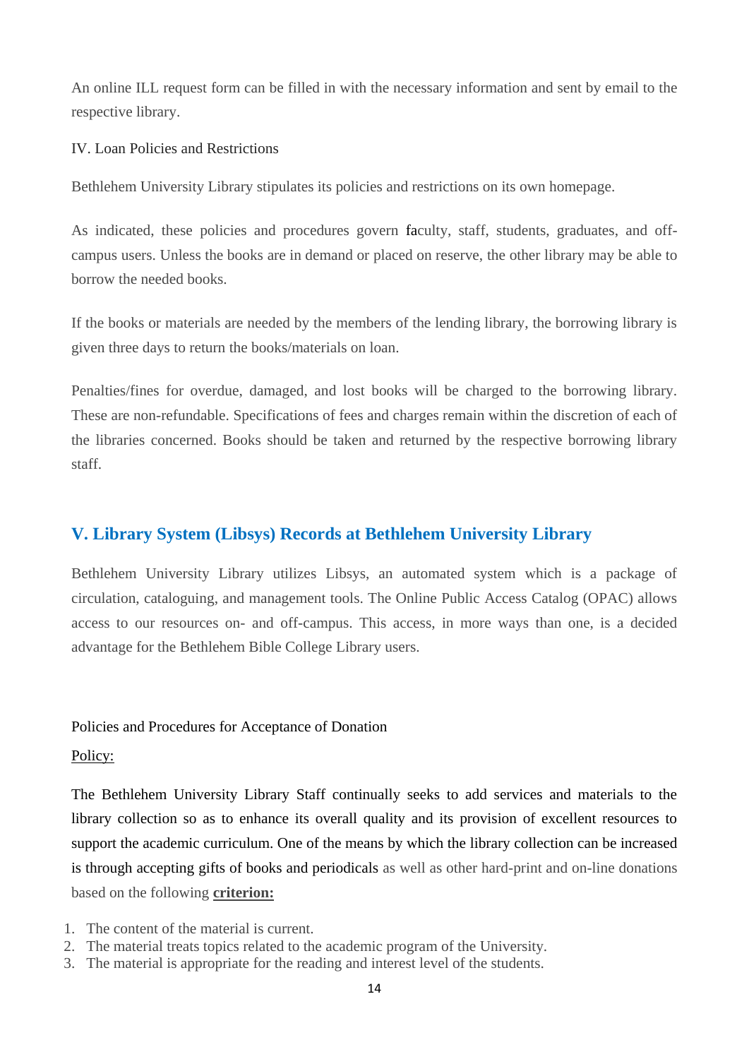An online ILL request form can be filled in with the necessary information and sent by email to the respective library.

IV. Loan Policies and Restrictions

Bethlehem University Library stipulates its policies and restrictions on its own homepage.

As indicated, these policies and procedures govern faculty, staff, students, graduates, and off-campus users. Unless the books are in demand or placed on reserve, the other library may be able to borrow the needed books.

If the books or materials are needed by the members of the lending library, the borrowing library is given three days to return the books/materials on loan.

Penalties/fines for overdue, damaged, and lost books will be charged to the borrowing library. These are non-refundable. Specifications of fees and charges remain within the discretion of each of the libraries concerned. Books should be taken and returned by the respective borrowing library staff.

## V. Library System (Libsys) Records at Bethlehem University Library

Bethlehem University Library utilizes Libsys, an automated system which is a package of circulation, cataloguing, and management tools. The Online Public Access Catalog (OPAC) allows access to our resources on- and off-campus. This access, in more ways than one, is a decided advantage for the Bethlehem Bible College Library users.

Policies and Procedures for Acceptance of Donation

Policy:

The Bethlehem University Library Staff continually seeks to add services and materials to the library collection so as to enhance its overall quality and its provision of excellent resources to support the academic curriculum. One of the means by which the library collection can be increased is through accepting gifts of books and periodicals as well as other hard-print and on-line donations based on the following **criterion:**

1. The content of the material is current.
2. The material treats topics related to the academic program of the University.
3. The material is appropriate for the reading and interest level of the students.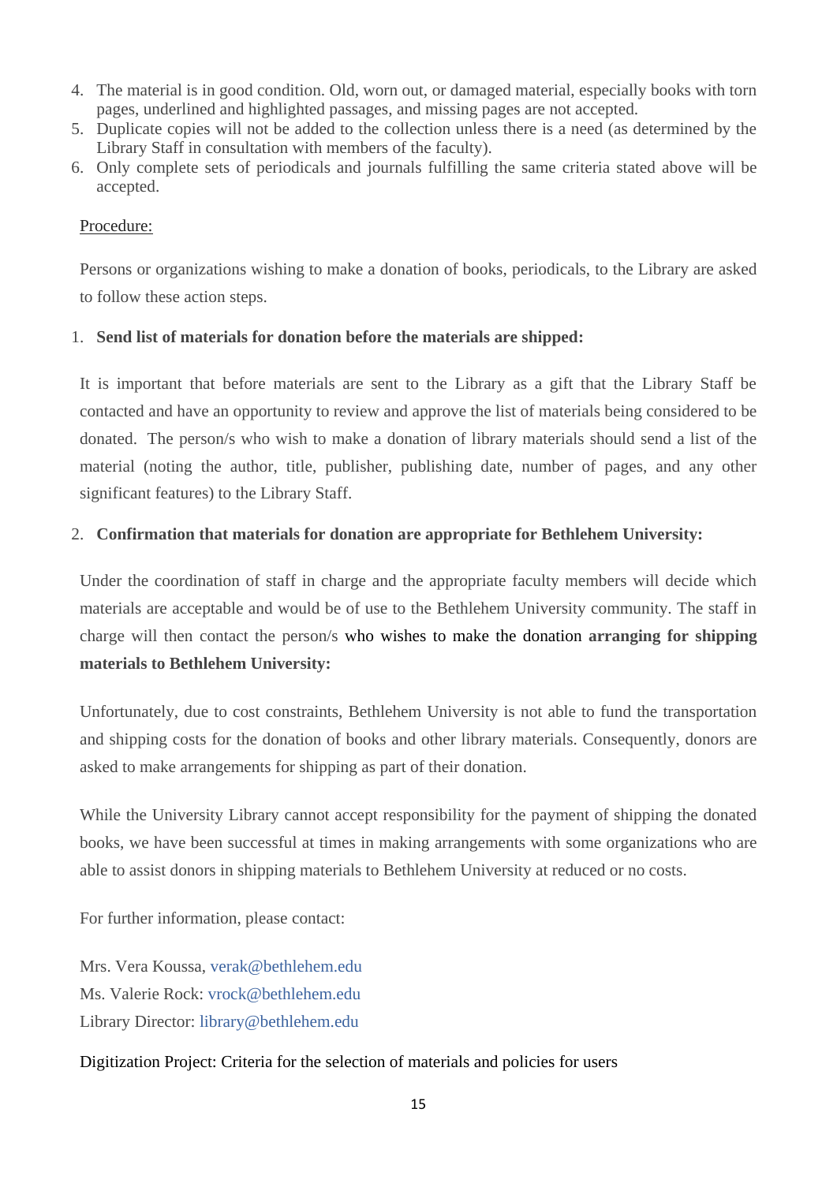4. The material is in good condition. Old, worn out, or damaged material, especially books with torn pages, underlined and highlighted passages, and missing pages are not accepted.
5. Duplicate copies will not be added to the collection unless there is a need (as determined by the Library Staff in consultation with members of the faculty).
6. Only complete sets of periodicals and journals fulfilling the same criteria stated above will be accepted.

<u>Procedure:</u>

Persons or organizations wishing to make a donation of books, periodicals, to the Library are asked to follow these action steps.

1. **Send list of materials for donation before the materials are shipped:**

It is important that before materials are sent to the Library as a gift that the Library Staff be contacted and have an opportunity to review and approve the list of materials being considered to be donated. The person/s who wish to make a donation of library materials should send a list of the material (noting the author, title, publisher, publishing date, number of pages, and any other significant features) to the Library Staff.

2. **Confirmation that materials for donation are appropriate for Bethlehem University:**

Under the coordination of staff in charge and the appropriate faculty members will decide which materials are acceptable and would be of use to the Bethlehem University community. The staff in charge will then contact the person/s who wishes to make the donation **arranging for shipping materials to Bethlehem University:**

Unfortunately, due to cost constraints, Bethlehem University is not able to fund the transportation and shipping costs for the donation of books and other library materials. Consequently, donors are asked to make arrangements for shipping as part of their donation.

While the University Library cannot accept responsibility for the payment of shipping the donated books, we have been successful at times in making arrangements with some organizations who are able to assist donors in shipping materials to Bethlehem University at reduced or no costs.

For further information, please contact:

Mrs. Vera Koussa, verak@bethlehem.edu
Ms. Valerie Rock: vrock@bethlehem.edu
Library Director: library@bethlehem.edu

Digitization Project: Criteria for the selection of materials and policies for users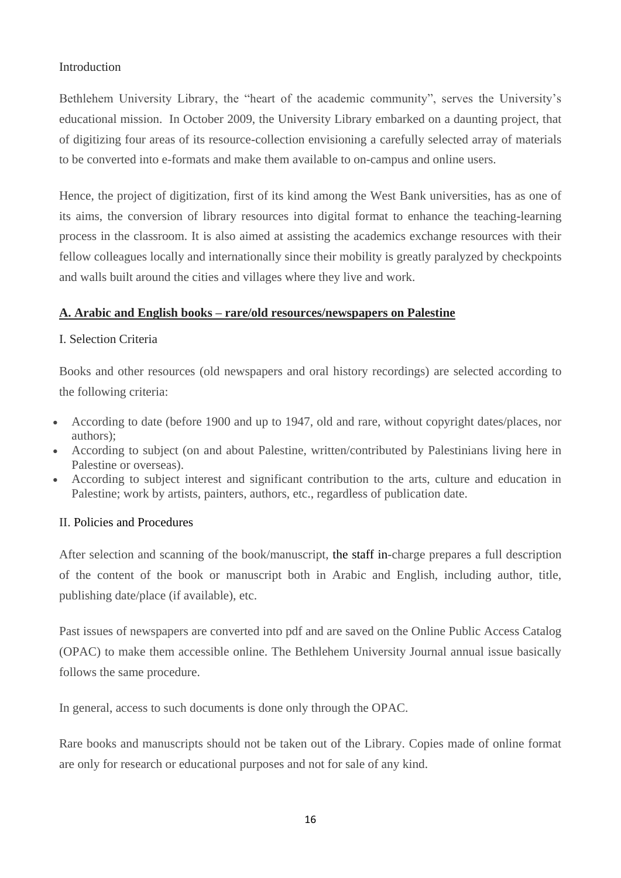## Introduction

Bethlehem University Library, the "heart of the academic community", serves the University's educational mission. In October 2009, the University Library embarked on a daunting project, that of digitizing four areas of its resource-collection envisioning a carefully selected array of materials to be converted into e-formats and make them available to on-campus and online users.

Hence, the project of digitization, first of its kind among the West Bank universities, has as one of its aims, the conversion of library resources into digital format to enhance the teaching-learning process in the classroom. It is also aimed at assisting the academics exchange resources with their fellow colleagues locally and internationally since their mobility is greatly paralyzed by checkpoints and walls built around the cities and villages where they live and work.

### A. Arabic and English books – rare/old resources/newspapers on Palestine

#### I. Selection Criteria

Books and other resources (old newspapers and oral history recordings) are selected according to the following criteria:

- According to date (before 1900 and up to 1947, old and rare, without copyright dates/places, nor authors);
- According to subject (on and about Palestine, written/contributed by Palestinians living here in Palestine or overseas).
- According to subject interest and significant contribution to the arts, culture and education in Palestine; work by artists, painters, authors, etc., regardless of publication date.

#### II. Policies and Procedures

After selection and scanning of the book/manuscript, the staff in-charge prepares a full description of the content of the book or manuscript both in Arabic and English, including author, title, publishing date/place (if available), etc.

Past issues of newspapers are converted into pdf and are saved on the Online Public Access Catalog (OPAC) to make them accessible online. The Bethlehem University Journal annual issue basically follows the same procedure.

In general, access to such documents is done only through the OPAC.

Rare books and manuscripts should not be taken out of the Library. Copies made of online format are only for research or educational purposes and not for sale of any kind.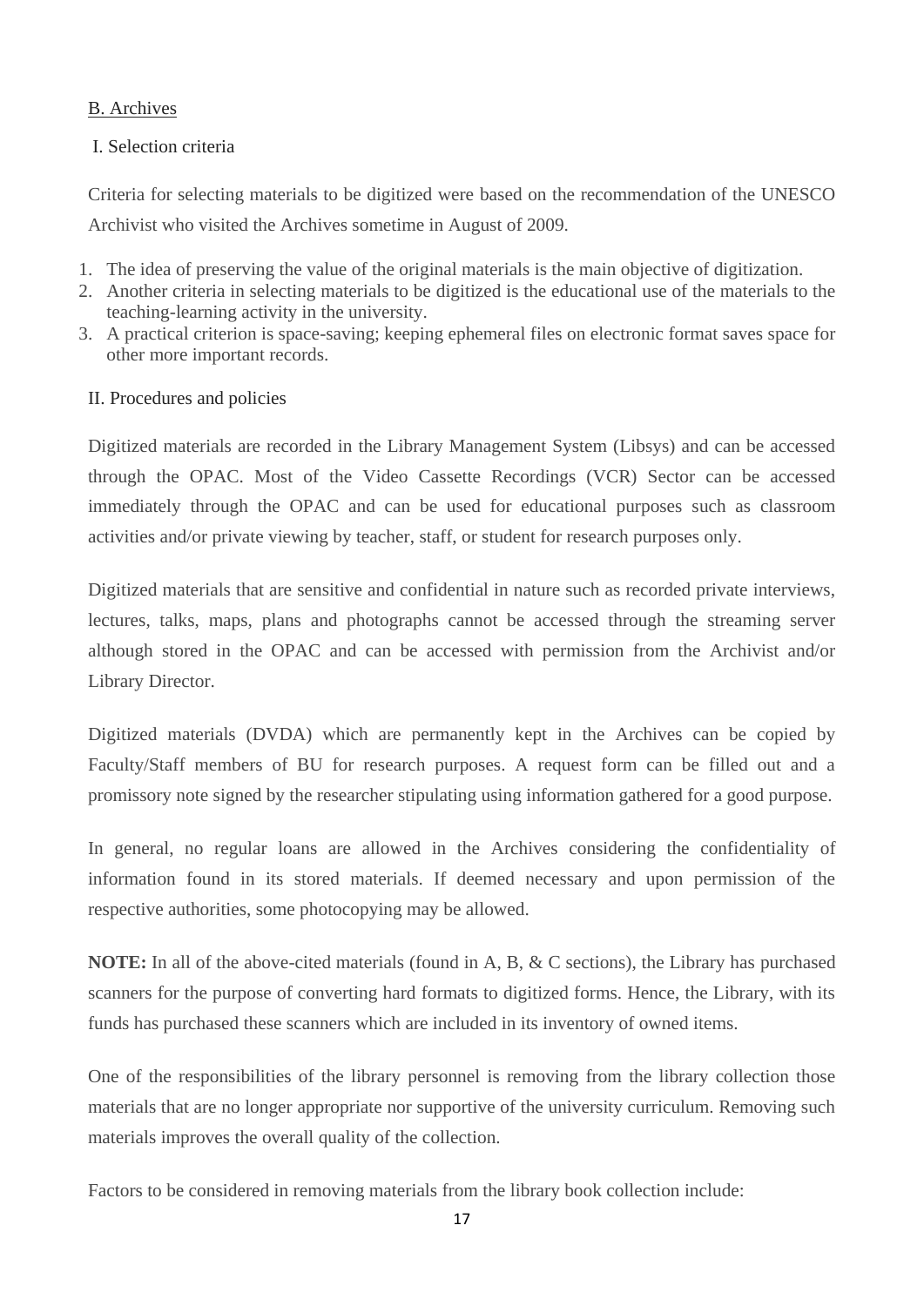## B. Archives

### I. Selection criteria

Criteria for selecting materials to be digitized were based on the recommendation of the UNESCO Archivist who visited the Archives sometime in August of 2009.

1. The idea of preserving the value of the original materials is the main objective of digitization.
2. Another criteria in selecting materials to be digitized is the educational use of the materials to the teaching-learning activity in the university.
3. A practical criterion is space-saving; keeping ephemeral files on electronic format saves space for other more important records.

### II. Procedures and policies

Digitized materials are recorded in the Library Management System (Libsys) and can be accessed through the OPAC. Most of the Video Cassette Recordings (VCR) Sector can be accessed immediately through the OPAC and can be used for educational purposes such as classroom activities and/or private viewing by teacher, staff, or student for research purposes only.

Digitized materials that are sensitive and confidential in nature such as recorded private interviews, lectures, talks, maps, plans and photographs cannot be accessed through the streaming server although stored in the OPAC and can be accessed with permission from the Archivist and/or Library Director.

Digitized materials (DVDA) which are permanently kept in the Archives can be copied by Faculty/Staff members of BU for research purposes. A request form can be filled out and a promissory note signed by the researcher stipulating using information gathered for a good purpose.

In general, no regular loans are allowed in the Archives considering the confidentiality of information found in its stored materials. If deemed necessary and upon permission of the respective authorities, some photocopying may be allowed.

**NOTE:** In all of the above-cited materials (found in A, B, & C sections), the Library has purchased scanners for the purpose of converting hard formats to digitized forms. Hence, the Library, with its funds has purchased these scanners which are included in its inventory of owned items.

One of the responsibilities of the library personnel is removing from the library collection those materials that are no longer appropriate nor supportive of the university curriculum. Removing such materials improves the overall quality of the collection.

Factors to be considered in removing materials from the library book collection include: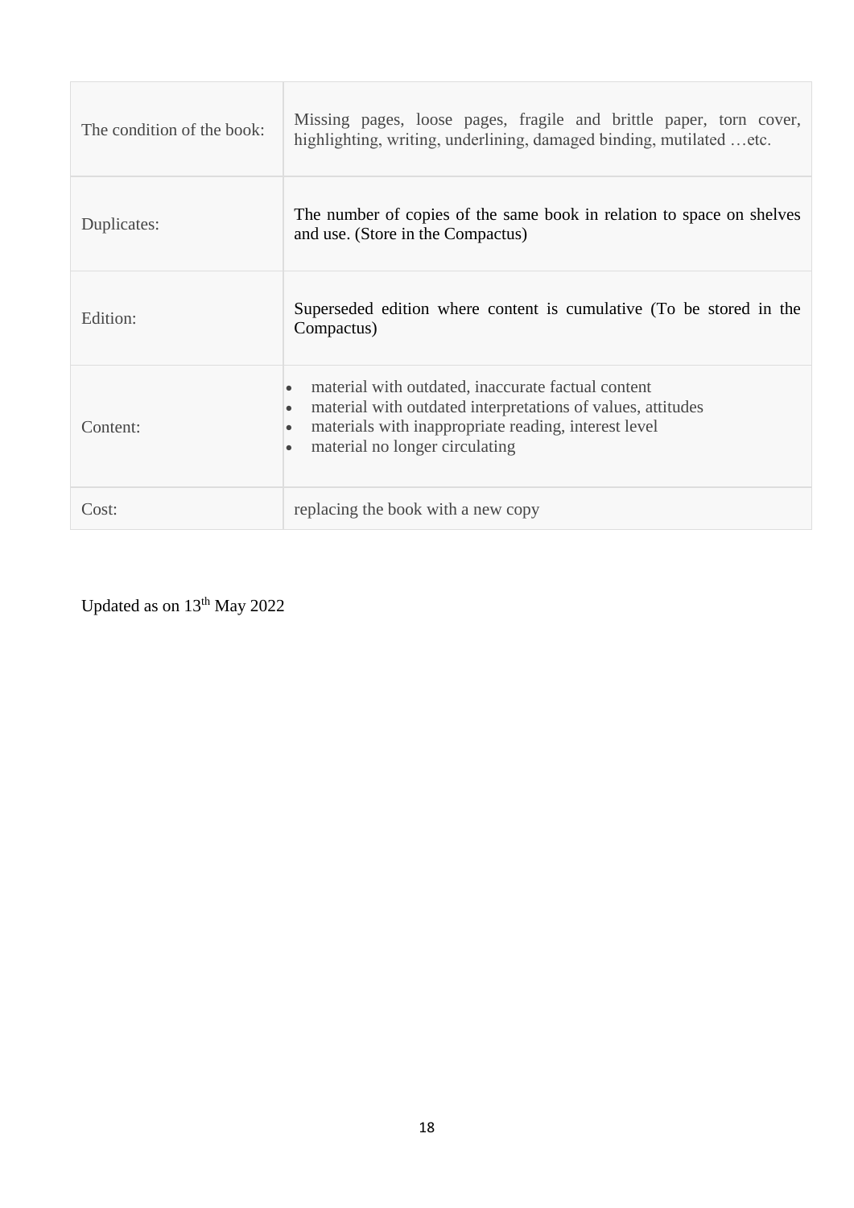| | |
|---|---|
| The condition of the book: | Missing pages, loose pages, fragile and brittle paper, torn cover, highlighting, writing, underlining, damaged binding, mutilated …etc. |
| Duplicates: | The number of copies of the same book in relation to space on shelves and use. (Store in the Compactus) |
| Edition: | Superseded edition where content is cumulative (To be stored in the Compactus) |
| Content: | • material with outdated, inaccurate factual content<br>• material with outdated interpretations of values, attitudes<br>• materials with inappropriate reading, interest level<br>• material no longer circulating |
| Cost: | replacing the book with a new copy |

Updated as on 13th May 2022